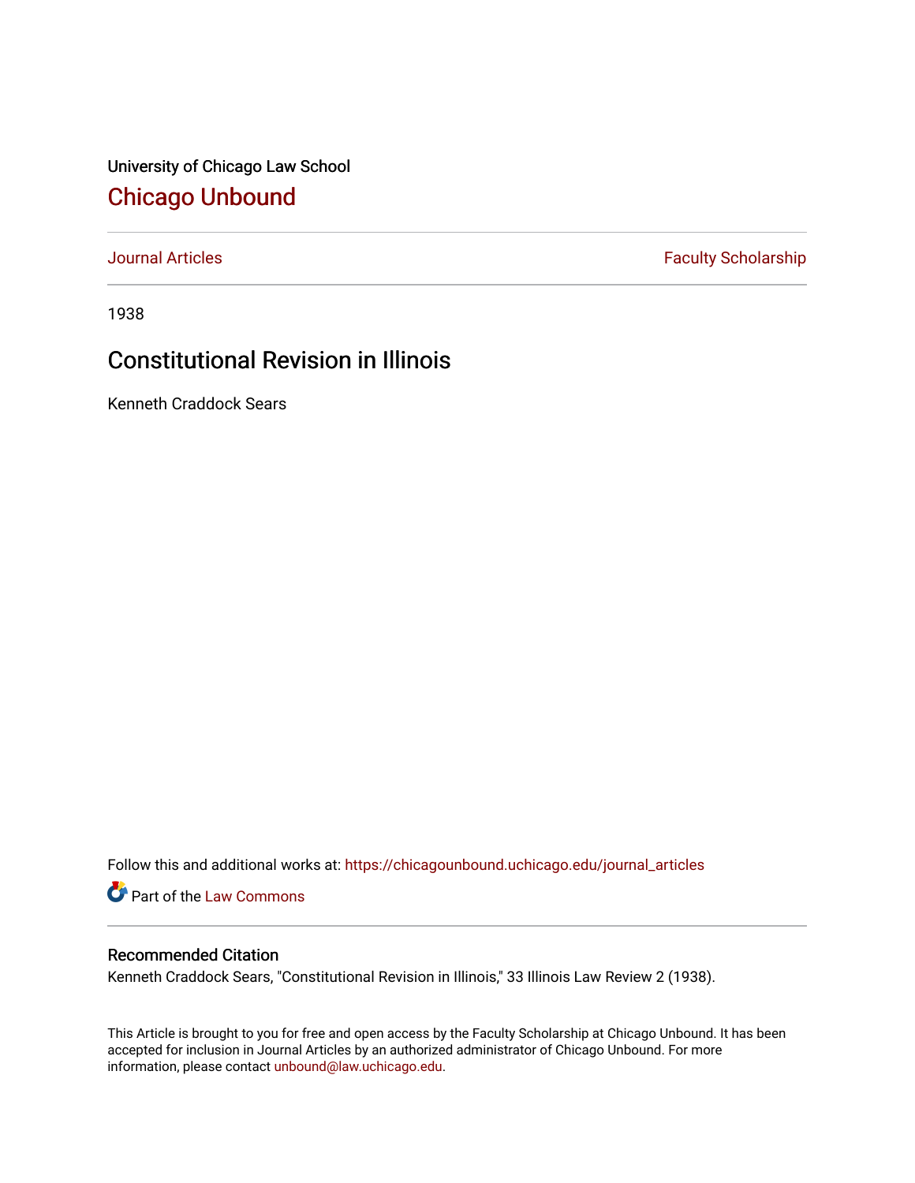University of Chicago Law School

# Chicago Unbound

Journal Articles | Faculty Scholarship

1938

## Constitutional Revision in Illinois

Kenneth Craddock Sears

Follow this and additional works at: https://chicagounbound.uchicago.edu/journal_articles

Part of the Law Commons

### Recommended Citation

Kenneth Craddock Sears, "Constitutional Revision in Illinois," 33 Illinois Law Review 2 (1938).

This Article is brought to you for free and open access by the Faculty Scholarship at Chicago Unbound. It has been accepted for inclusion in Journal Articles by an authorized administrator of Chicago Unbound. For more information, please contact unbound@law.uchicago.edu.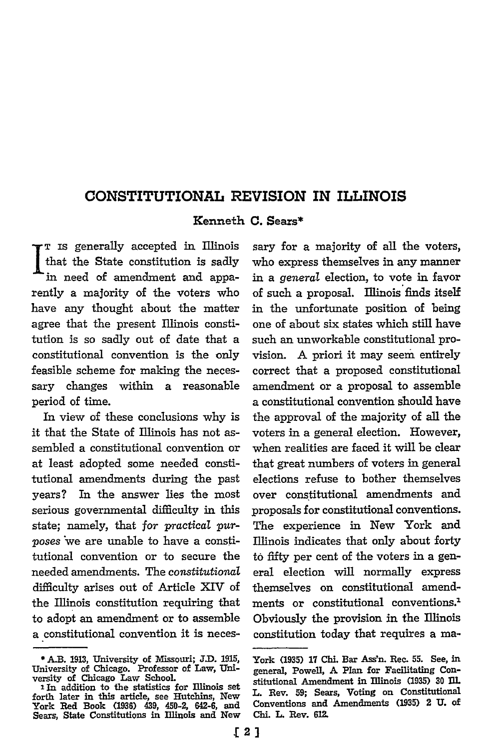# CONSTITUTIONAL REVISION IN ILLINOIS

Kenneth C. Sears*

It is generally accepted in Illinois that the State constitution is sadly in need of amendment and apparently a majority of the voters who have any thought about the matter agree that the present Illinois constitution is so sadly out of date that a constitutional convention is the only feasible scheme for making the necessary changes within a reasonable period of time.

In view of these conclusions why is it that the State of Illinois has not assembled a constitutional convention or at least adopted some needed constitutional amendments during the past years? In the answer lies the most serious governmental difficulty in this state; namely, that *for practical purposes* we are unable to have a constitutional convention or to secure the needed amendments. The *constitutional* difficulty arises out of Article XIV of the Illinois constitution requiring that to adopt an amendment or to assemble a constitutional convention it is necessary for a majority of all the voters, who express themselves in any manner in a *general* election, to vote in favor of such a proposal. Illinois finds itself in the unfortunate position of being one of about six states which still have such an unworkable constitutional provision. A priori it may seem entirely correct that a proposed constitutional amendment or a proposal to assemble a constitutional convention should have the approval of the majority of all the voters in a general election. However, when realities are faced it will be clear that great numbers of voters in general elections refuse to bother themselves over constitutional amendments and proposals for constitutional conventions. The experience in New York and Illinois indicates that only about forty to fifty per cent of the voters in a general election will normally express themselves on constitutional amendments or constitutional conventions.[1] Obviously the provision in the Illinois constitution today that requires a ma-

---

* A.B. 1913, University of Missouri; J.D. 1915, University of Chicago. Professor of Law, University of Chicago Law School.

[1] In addition to the statistics for Illinois set forth later in this article, see Hutchins, New York Red Book (1936) 439, 450-2, 642-6, and Sears, State Constitutions in Illinois and New York (1935) 17 Chi. Bar Ass'n. Rec. 55. See, in general, Powell, A Plan for Facilitating Constitutional Amendment in Illinois (1935) 30 Ill. L. Rev. 59; Sears, Voting on Constitutional Conventions and Amendments (1935) 2 U. of Chi. L. Rev. 612.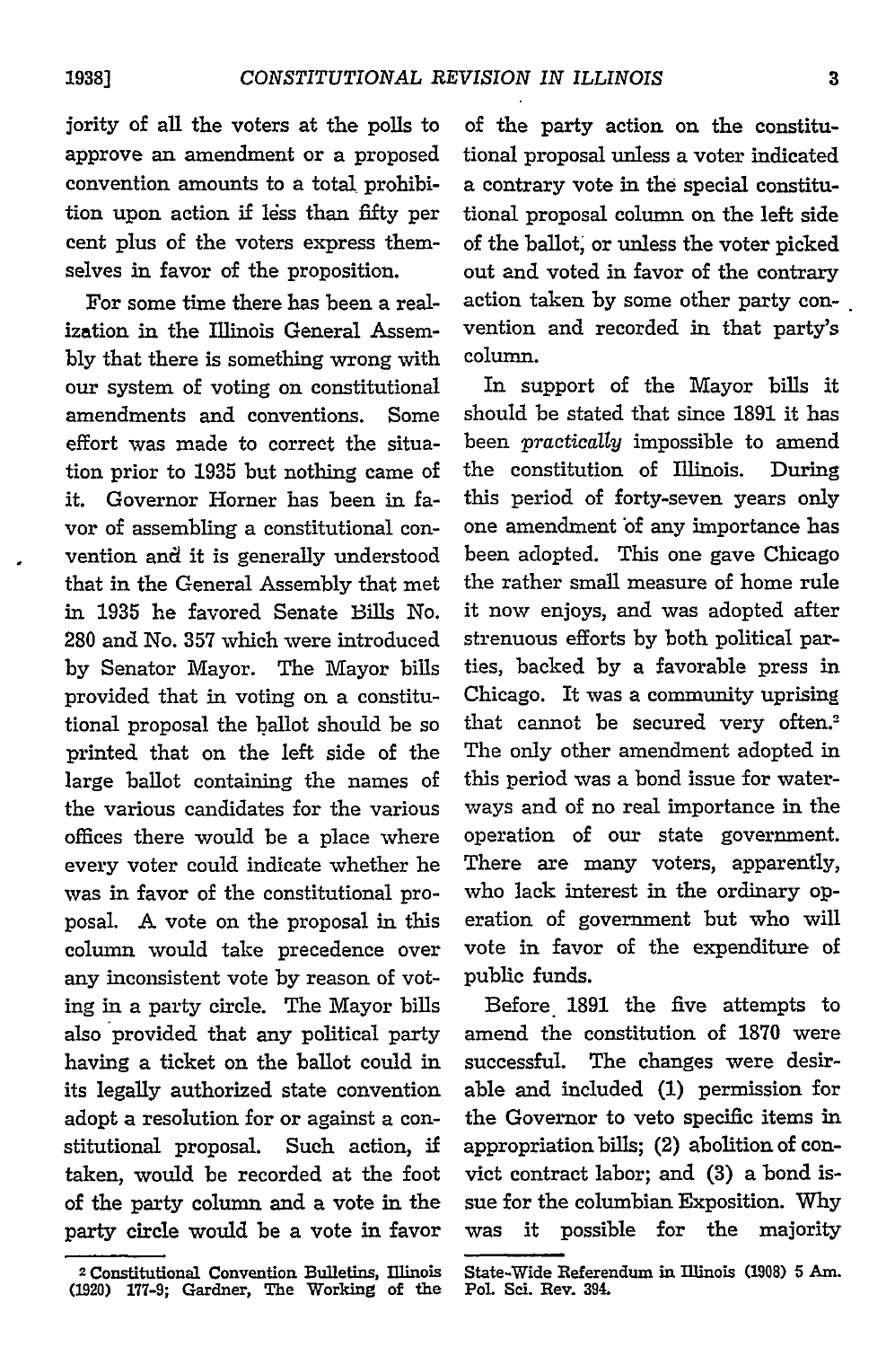jority of all the voters at the polls to approve an amendment or a proposed convention amounts to a total prohibition upon action if less than fifty per cent plus of the voters express themselves in favor of the proposition.

For some time there has been a realization in the Illinois General Assembly that there is something wrong with our system of voting on constitutional amendments and conventions. Some effort was made to correct the situation prior to 1935 but nothing came of it. Governor Horner has been in favor of assembling a constitutional convention and it is generally understood that in the General Assembly that met in 1935 he favored Senate Bills No. 280 and No. 357 which were introduced by Senator Mayor. The Mayor bills provided that in voting on a constitutional proposal the ballot should be so printed that on the left side of the large ballot containing the names of the various candidates for the various offices there would be a place where every voter could indicate whether he was in favor of the constitutional proposal. A vote on the proposal in this column would take precedence over any inconsistent vote by reason of voting in a party circle. The Mayor bills also provided that any political party having a ticket on the ballot could in its legally authorized state convention adopt a resolution for or against a constitutional proposal. Such action, if taken, would be recorded at the foot of the party column and a vote in the party circle would be a vote in favor of the party action on the constitutional proposal unless a voter indicated a contrary vote in the special constitutional proposal column on the left side of the ballot, or unless the voter picked out and voted in favor of the contrary action taken by some other party convention and recorded in that party's column.

In support of the Mayor bills it should be stated that since 1891 it has been *practically* impossible to amend the constitution of Illinois. During this period of forty-seven years only one amendment of any importance has been adopted. This one gave Chicago the rather small measure of home rule it now enjoys, and was adopted after strenuous efforts by both political parties, backed by a favorable press in Chicago. It was a community uprising that cannot be secured very often.[2] The only other amendment adopted in this period was a bond issue for waterways and of no real importance in the operation of our state government. There are many voters, apparently, who lack interest in the ordinary operation of government but who will vote in favor of the expenditure of public funds.

Before 1891 the five attempts to amend the constitution of 1870 were successful. The changes were desirable and included (1) permission for the Governor to veto specific items in appropriation bills; (2) abolition of convict contract labor; and (3) a bond issue for the columbian Exposition. Why was it possible for the majority

---

[2] Constitutional Convention Bulletins, Illinois (1920) 177-9; Gardner, The Working of the State-Wide Referendum in Illinois (1908) 5 Am. Pol. Sci. Rev. 394.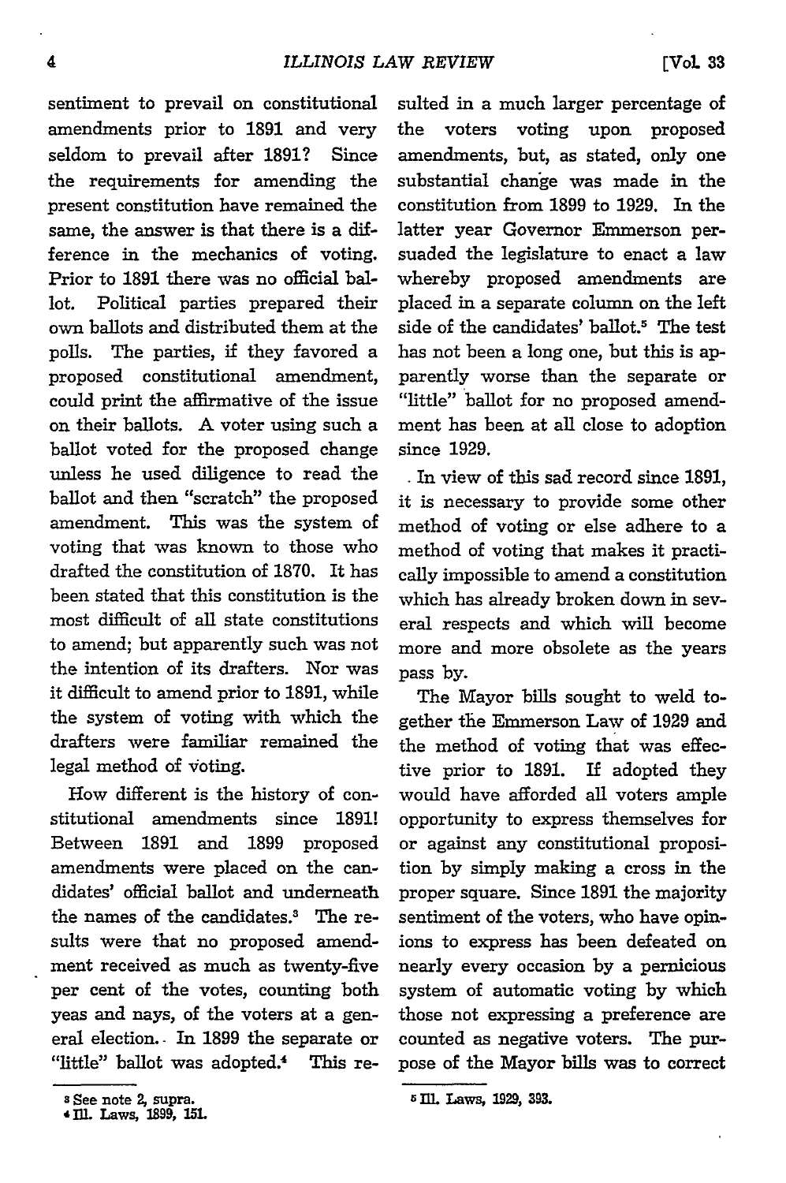sentiment to prevail on constitutional amendments prior to 1891 and very seldom to prevail after 1891? Since the requirements for amending the present constitution have remained the same, the answer is that there is a difference in the mechanics of voting. Prior to 1891 there was no official ballot. Political parties prepared their own ballots and distributed them at the polls. The parties, if they favored a proposed constitutional amendment, could print the affirmative of the issue on their ballots. A voter using such a ballot voted for the proposed change unless he used diligence to read the ballot and then "scratch" the proposed amendment. This was the system of voting that was known to those who drafted the constitution of 1870. It has been stated that this constitution is the most difficult of all state constitutions to amend; but apparently such was not the intention of its drafters. Nor was it difficult to amend prior to 1891, while the system of voting with which the drafters were familiar remained the legal method of voting.

How different is the history of constitutional amendments since 1891! Between 1891 and 1899 proposed amendments were placed on the candidates' official ballot and underneath the names of the candidates.[3] The results were that no proposed amendment received as much as twenty-five per cent of the votes, counting both yeas and nays, of the voters at a general election. In 1899 the separate or "little" ballot was adopted.[4] This resulted in a much larger percentage of the voters voting upon proposed amendments, but, as stated, only one substantial change was made in the constitution from 1899 to 1929. In the latter year Governor Emmerson persuaded the legislature to enact a law whereby proposed amendments are placed in a separate column on the left side of the candidates' ballot.[5] The test has not been a long one, but this is apparently worse than the separate or "little" ballot for no proposed amendment has been at all close to adoption since 1929.

In view of this sad record since 1891, it is necessary to provide some other method of voting or else adhere to a method of voting that makes it practically impossible to amend a constitution which has already broken down in several respects and which will become more and more obsolete as the years pass by.

The Mayor bills sought to weld together the Emmerson Law of 1929 and the method of voting that was effective prior to 1891. If adopted they would have afforded all voters ample opportunity to express themselves for or against any constitutional proposition by simply making a cross in the proper square. Since 1891 the majority sentiment of the voters, who have opinions to express has been defeated on nearly every occasion by a pernicious system of automatic voting by which those not expressing a preference are counted as negative voters. The purpose of the Mayor bills was to correct

---

[3] See note 2, supra.

[4] Ill. Laws, 1899, 151.

[5] Ill. Laws, 1929, 393.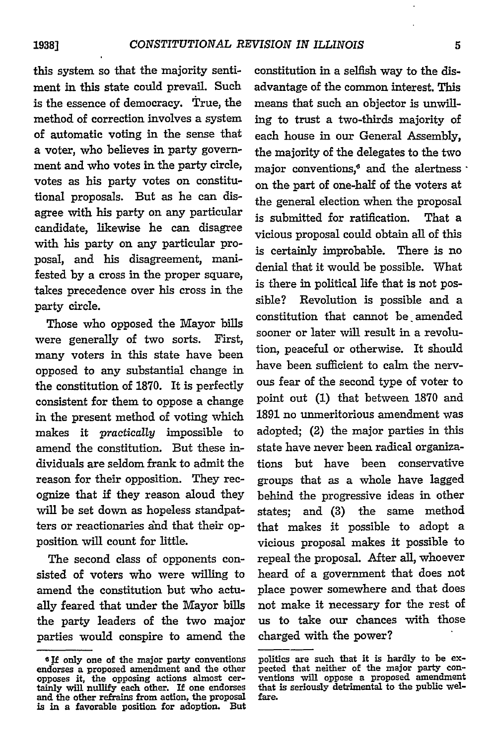this system so that the majority sentiment in this state could prevail. Such is the essence of democracy. True, the method of correction involves a system of automatic voting in the sense that a voter, who believes in party government and who votes in the party circle, votes as his party votes on constitutional proposals. But as he can disagree with his party on any particular candidate, likewise he can disagree with his party on any particular proposal, and his disagreement, manifested by a cross in the proper square, takes precedence over his cross in the party circle.

Those who opposed the Mayor bills were generally of two sorts. First, many voters in this state have been opposed to any substantial change in the constitution of 1870. It is perfectly consistent for them to oppose a change in the present method of voting which makes it *practically* impossible to amend the constitution. But these individuals are seldom frank to admit the reason for their opposition. They recognize that if they reason aloud they will be set down as hopeless standpatters or reactionaries and that their opposition will count for little.

The second class of opponents consisted of voters who were willing to amend the constitution but who actually feared that under the Mayor bills the party leaders of the two major parties would conspire to amend the constitution in a selfish way to the disadvantage of the common interest. This means that such an objector is unwilling to trust a two-thirds majority of each house in our General Assembly, the majority of the delegates to the two major conventions,[6] and the alertness on the part of one-half of the voters at the general election when the proposal is submitted for ratification. That a vicious proposal could obtain all of this is certainly improbable. There is no denial that it would be possible. What is there in political life that is not possible? Revolution is possible and a constitution that cannot be amended sooner or later will result in a revolution, peaceful or otherwise. It should have been sufficient to calm the nervous fear of the second type of voter to point out (1) that between 1870 and 1891 no unmeritorious amendment was adopted; (2) the major parties in this state have never been radical organizations but have been conservative groups that as a whole have lagged behind the progressive ideas in other states; and (3) the same method that makes it possible to adopt a vicious proposal makes it possible to repeal the proposal. After all, whoever heard of a government that does not place power somewhere and that does not make it necessary for the rest of us to take our chances with those charged with the power?

---

[6] If only one of the major party conventions endorses a proposed amendment and the other opposes it, the opposing actions almost certainly will nullify each other. If one endorses and the other refrains from action, the proposal is in a favorable position for adoption. But politics are such that it is hardly to be expected that neither of the major party conventions will oppose a proposed amendment that is seriously detrimental to the public welfare.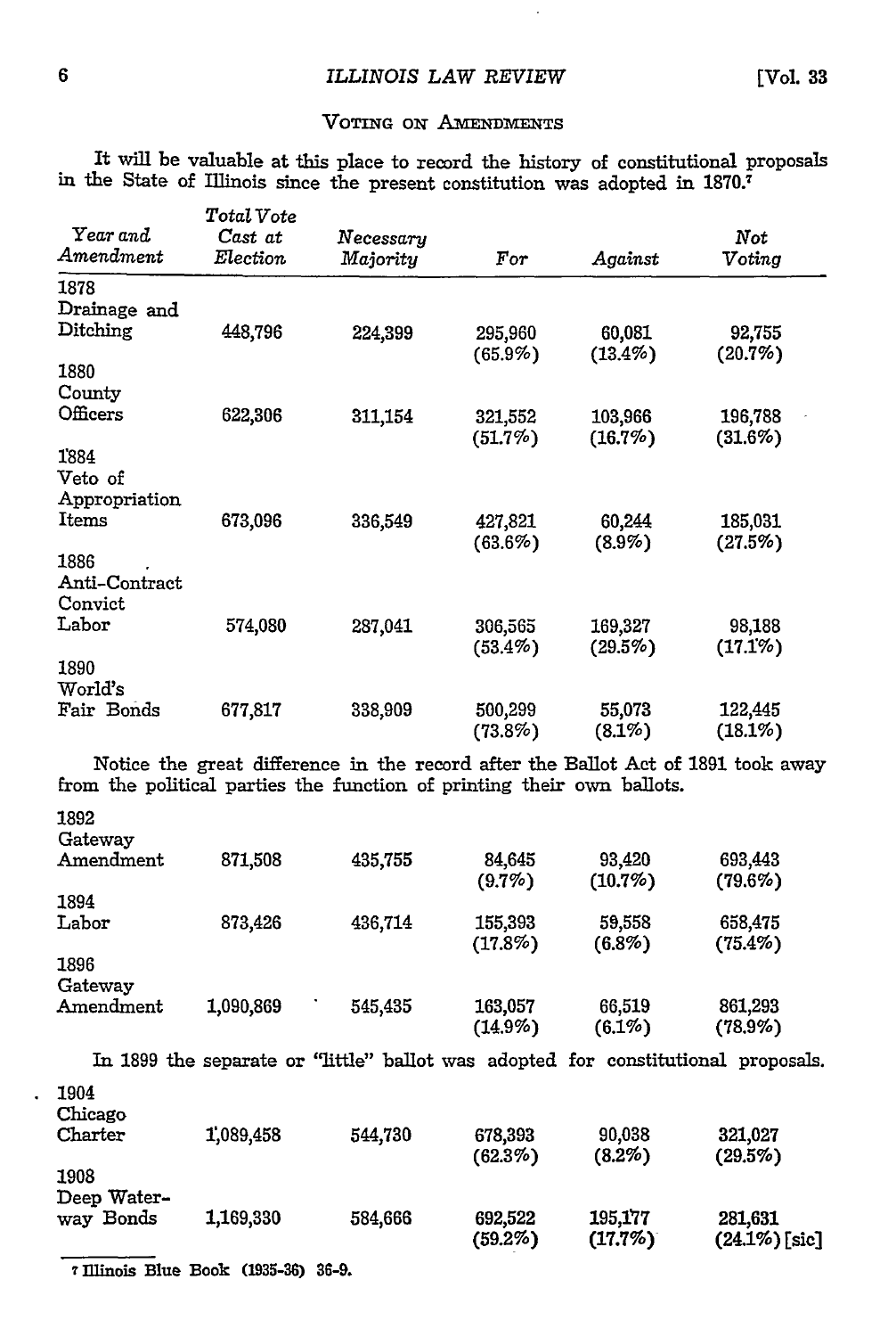### Voting on Amendments

It will be valuable at this place to record the history of constitutional proposals in the State of Illinois since the present constitution was adopted in 1870.[7]

| *Year and Amendment* | *Total Vote Cast at Election* | *Necessary Majority* | *For* | *Against* | *Not Voting* |
|---|---|---|---|---|---|
| 1878 Drainage and Ditching | 448,796 | 224,399 | 295,960 (65.9%) | 60,081 (13.4%) | 92,755 (20.7%) |
| 1880 County Officers | 622,306 | 311,154 | 321,552 (51.7%) | 103,966 (16.7%) | 196,788 (31.6%) |
| 1884 Veto of Appropriation Items | 673,096 | 336,549 | 427,821 (63.6%) | 60,244 (8.9%) | 185,031 (27.5%) |
| 1886 Anti-Contract Convict Labor | 574,080 | 287,041 | 306,565 (53.4%) | 169,327 (29.5%) | 98,188 (17.1%) |
| 1890 World's Fair Bonds | 677,817 | 338,909 | 500,299 (73.8%) | 55,073 (8.1%) | 122,445 (18.1%) |

Notice the great difference in the record after the Ballot Act of 1891 took away from the political parties the function of printing their own ballots.

| *Year and Amendment* | *Total Vote Cast at Election* | *Necessary Majority* | *For* | *Against* | *Not Voting* |
|---|---|---|---|---|---|
| 1892 Gateway Amendment | 871,508 | 435,755 | 84,645 (9.7%) | 93,420 (10.7%) | 693,443 (79.6%) |
| 1894 Labor | 873,426 | 436,714 | 155,393 (17.8%) | 59,558 (6.8%) | 658,475 (75.4%) |
| 1896 Gateway Amendment | 1,090,869 | 545,435 | 163,057 (14.9%) | 66,519 (6.1%) | 861,293 (78.9%) |

In 1899 the separate or "little" ballot was adopted for constitutional proposals.

| *Year and Amendment* | *Total Vote Cast at Election* | *Necessary Majority* | *For* | *Against* | *Not Voting* |
|---|---|---|---|---|---|
| 1904 Chicago Charter | 1,089,458 | 544,730 | 678,393 (62.3%) | 90,038 (8.2%) | 321,027 (29.5%) |
| 1908 Deep Water-way Bonds | 1,169,330 | 584,666 | 692,522 (59.2%) | 195,177 (17.7%) | 281,631 (24.1%) [sic] |

[7] Illinois Blue Book (1935-36) 36-9.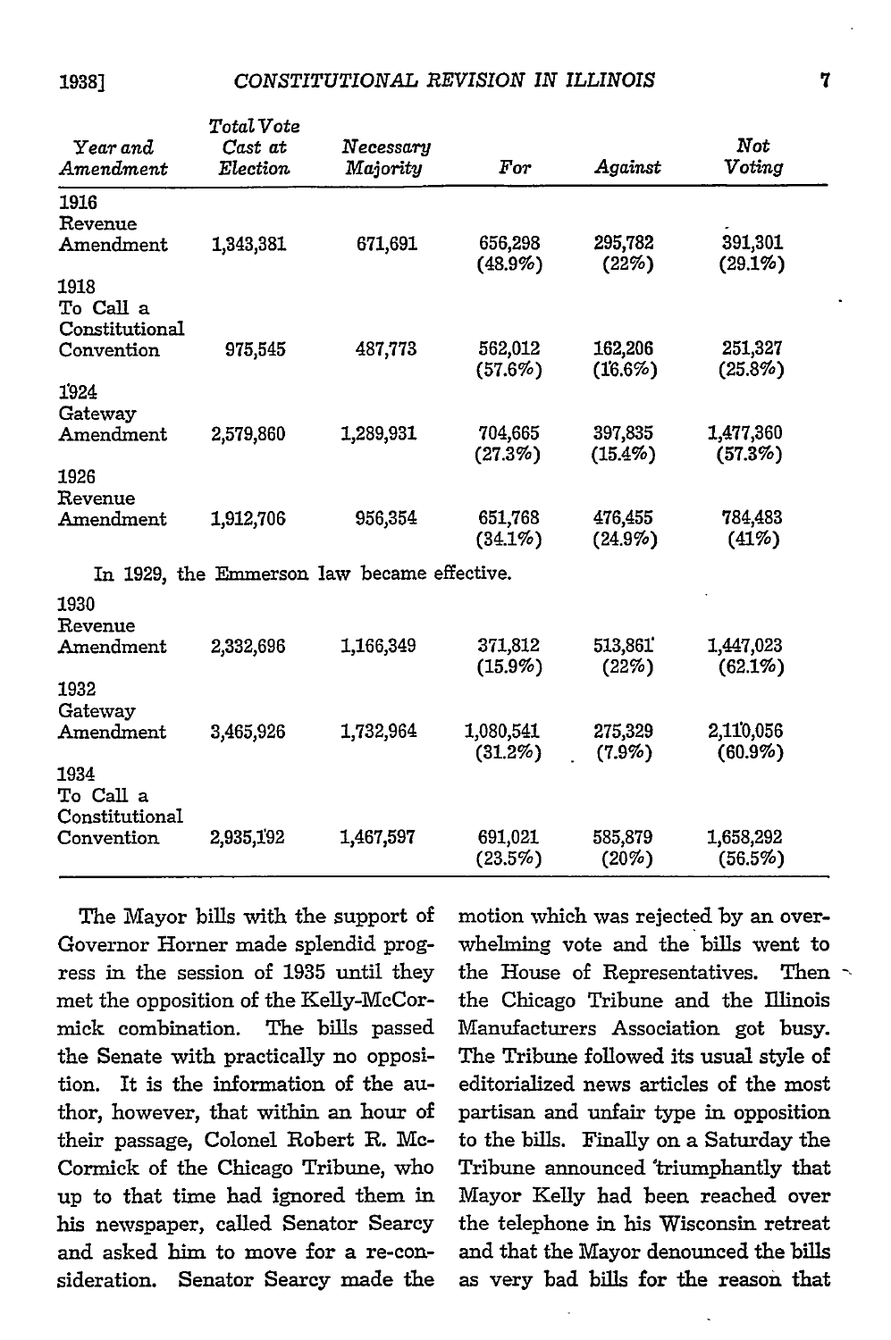| Year and Amendment | Total Vote Cast at Election | Necessary Majority | For | Against | Not Voting |
|---|---|---|---|---|---|
| 1916 Revenue Amendment | 1,343,381 | 671,691 | 656,298 (48.9%) | 295,782 (22%) | 391,301 (29.1%) |
| 1918 To Call a Constitutional Convention | 975,545 | 487,773 | 562,012 (57.6%) | 162,206 (16.6%) | 251,327 (25.8%) |
| 1924 Gateway Amendment | 2,579,860 | 1,289,931 | 704,665 (27.3%) | 397,835 (15.4%) | 1,477,360 (57.3%) |
| 1926 Revenue Amendment | 1,912,706 | 956,354 | 651,768 (34.1%) | 476,455 (24.9%) | 784,483 (41%) |
| In 1929, the Emmerson law became effective. | | | | | |
| 1930 Revenue Amendment | 2,332,696 | 1,166,349 | 371,812 (15.9%) | 513,861 (22%) | 1,447,023 (62.1%) |
| 1932 Gateway Amendment | 3,465,926 | 1,732,964 | 1,080,541 (31.2%) | 275,329 (7.9%) | 2,110,056 (60.9%) |
| 1934 To Call a Constitutional Convention | 2,935,192 | 1,467,597 | 691,021 (23.5%) | 585,879 (20%) | 1,658,292 (56.5%) |

The Mayor bills with the support of Governor Horner made splendid progress in the session of 1935 until they met the opposition of the Kelly-McCormick combination. The bills passed the Senate with practically no opposition. It is the information of the author, however, that within an hour of their passage, Colonel Robert R. McCormick of the Chicago Tribune, who up to that time had ignored them in his newspaper, called Senator Searcy and asked him to move for a re-consideration. Senator Searcy made the motion which was rejected by an overwhelming vote and the bills went to the House of Representatives. Then the Chicago Tribune and the Illinois Manufacturers Association got busy. The Tribune followed its usual style of editorialized news articles of the most partisan and unfair type in opposition to the bills. Finally on a Saturday the Tribune announced triumphantly that Mayor Kelly had been reached over the telephone in his Wisconsin retreat and that the Mayor denounced the bills as very bad bills for the reason that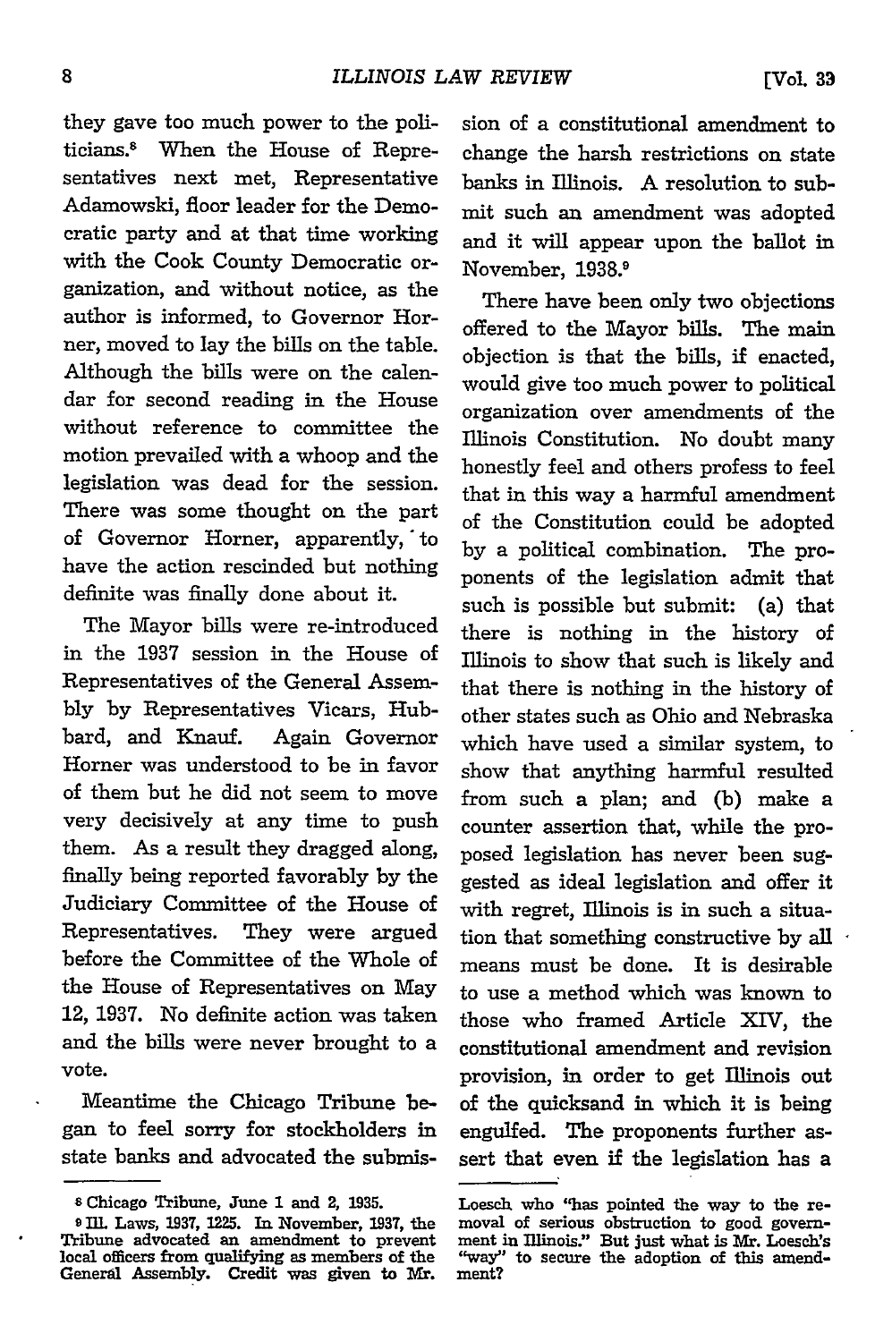they gave too much power to the politicians.[8] When the House of Representatives next met, Representative Adamowski, floor leader for the Democratic party and at that time working with the Cook County Democratic organization, and without notice, as the author is informed, to Governor Horner, moved to lay the bills on the table. Although the bills were on the calendar for second reading in the House without reference to committee the motion prevailed with a whoop and the legislation was dead for the session. There was some thought on the part of Governor Horner, apparently, to have the action rescinded but nothing definite was finally done about it.

The Mayor bills were re-introduced in the 1937 session in the House of Representatives of the General Assembly by Representatives Vicars, Hubbard, and Knauf. Again Governor Horner was understood to be in favor of them but he did not seem to move very decisively at any time to push them. As a result they dragged along, finally being reported favorably by the Judiciary Committee of the House of Representatives. They were argued before the Committee of the Whole of the House of Representatives on May 12, 1937. No definite action was taken and the bills were never brought to a vote.

Meantime the Chicago Tribune began to feel sorry for stockholders in state banks and advocated the submission of a constitutional amendment to change the harsh restrictions on state banks in Illinois. A resolution to submit such an amendment was adopted and it will appear upon the ballot in November, 1938.[9]

There have been only two objections offered to the Mayor bills. The main objection is that the bills, if enacted, would give too much power to political organization over amendments of the Illinois Constitution. No doubt many honestly feel and others profess to feel that in this way a harmful amendment of the Constitution could be adopted by a political combination. The proponents of the legislation admit that such is possible but submit: (a) that there is nothing in the history of Illinois to show that such is likely and that there is nothing in the history of other states such as Ohio and Nebraska which have used a similar system, to show that anything harmful resulted from such a plan; and (b) make a counter assertion that, while the proposed legislation has never been suggested as ideal legislation and offer it with regret, Illinois is in such a situation that something constructive by all means must be done. It is desirable to use a method which was known to those who framed Article XIV, the constitutional amendment and revision provision, in order to get Illinois out of the quicksand in which it is being engulfed. The proponents further assert that even if the legislation has a

---

[8] Chicago Tribune, June 1 and 2, 1935.

[9] Ill. Laws, 1937, 1225. In November, 1937, the Tribune advocated an amendment to prevent local officers from qualifying as members of the General Assembly. Credit was given to Mr. Loesch who "has pointed the way to the removal of serious obstruction to good government in Illinois." But just what is Mr. Loesch's "way" to secure the adoption of this amendment?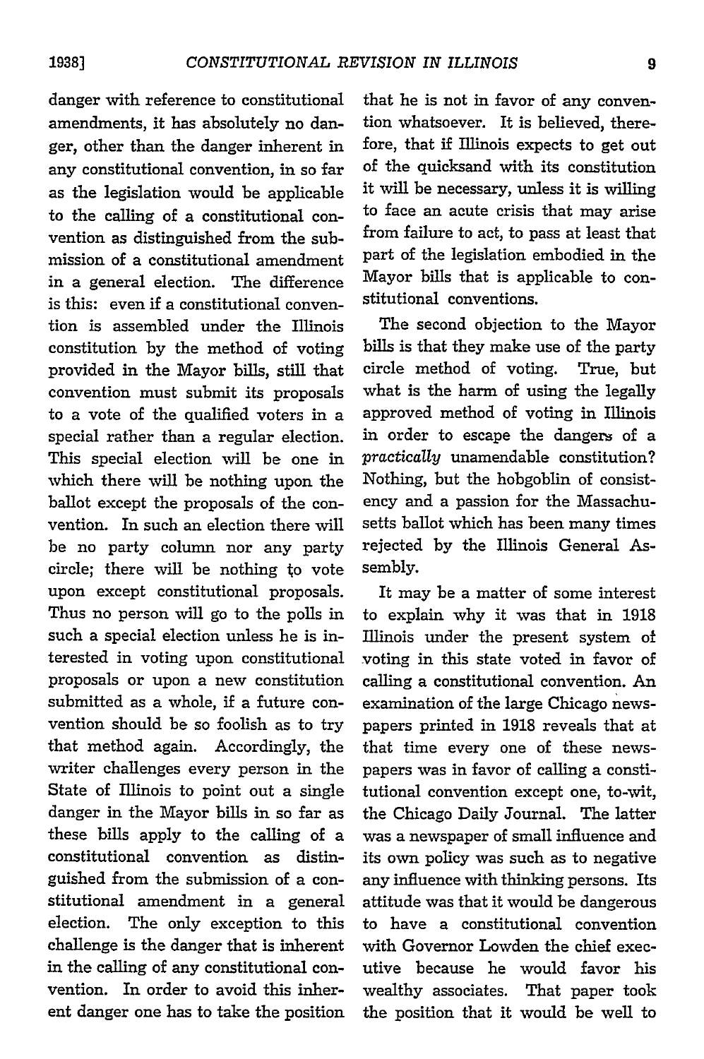danger with reference to constitutional amendments, it has absolutely no danger, other than the danger inherent in any constitutional convention, in so far as the legislation would be applicable to the calling of a constitutional convention as distinguished from the submission of a constitutional amendment in a general election. The difference is this: even if a constitutional convention is assembled under the Illinois constitution by the method of voting provided in the Mayor bills, still that convention must submit its proposals to a vote of the qualified voters in a special rather than a regular election. This special election will be one in which there will be nothing upon the ballot except the proposals of the convention. In such an election there will be no party column nor any party circle; there will be nothing to vote upon except constitutional proposals. Thus no person will go to the polls in such a special election unless he is interested in voting upon constitutional proposals or upon a new constitution submitted as a whole, if a future convention should be so foolish as to try that method again. Accordingly, the writer challenges every person in the State of Illinois to point out a single danger in the Mayor bills in so far as these bills apply to the calling of a constitutional convention as distinguished from the submission of a constitutional amendment in a general election. The only exception to this challenge is the danger that is inherent in the calling of any constitutional convention. In order to avoid this inherent danger one has to take the position that he is not in favor of any convention whatsoever. It is believed, therefore, that if Illinois expects to get out of the quicksand with its constitution it will be necessary, unless it is willing to face an acute crisis that may arise from failure to act, to pass at least that part of the legislation embodied in the Mayor bills that is applicable to constitutional conventions.

The second objection to the Mayor bills is that they make use of the party circle method of voting. True, but what is the harm of using the legally approved method of voting in Illinois in order to escape the dangers of a *practically* unamendable constitution? Nothing, but the hobgoblin of consistency and a passion for the Massachusetts ballot which has been many times rejected by the Illinois General Assembly.

It may be a matter of some interest to explain why it was that in 1918 Illinois under the present system of voting in this state voted in favor of calling a constitutional convention. An examination of the large Chicago newspapers printed in 1918 reveals that at that time every one of these newspapers was in favor of calling a constitutional convention except one, to-wit, the Chicago Daily Journal. The latter was a newspaper of small influence and its own policy was such as to negative any influence with thinking persons. Its attitude was that it would be dangerous to have a constitutional convention with Governor Lowden the chief executive because he would favor his wealthy associates. That paper took the position that it would be well to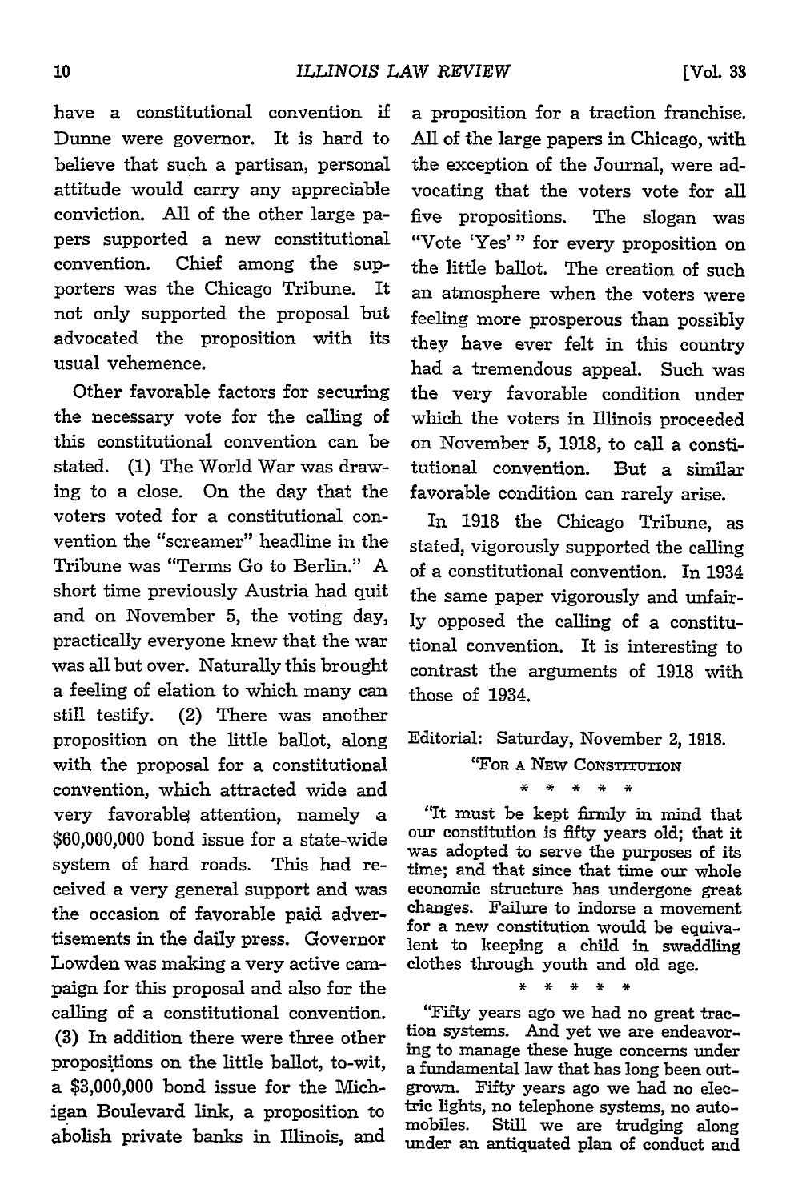have a constitutional convention if Dunne were governor. It is hard to believe that such a partisan, personal attitude would carry any appreciable conviction. All of the other large papers supported a new constitutional convention. Chief among the supporters was the Chicago Tribune. It not only supported the proposal but advocated the proposition with its usual vehemence.

Other favorable factors for securing the necessary vote for the calling of this constitutional convention can be stated. (1) The World War was drawing to a close. On the day that the voters voted for a constitutional convention the "screamer" headline in the Tribune was "Terms Go to Berlin." A short time previously Austria had quit and on November 5, the voting day, practically everyone knew that the war was all but over. Naturally this brought a feeling of elation to which many can still testify. (2) There was another proposition on the little ballot, along with the proposal for a constitutional convention, which attracted wide and very favorable attention, namely a $60,000,000 bond issue for a state-wide system of hard roads. This had received a very general support and was the occasion of favorable paid advertisements in the daily press. Governor Lowden was making a very active campaign for this proposal and also for the calling of a constitutional convention. (3) In addition there were three other propositions on the little ballot, to-wit, a $3,000,000 bond issue for the Michigan Boulevard link, a proposition to abolish private banks in Illinois, and a proposition for a traction franchise. All of the large papers in Chicago, with the exception of the Journal, were advocating that the voters vote for all five propositions. The slogan was "Vote 'Yes'" for every proposition on the little ballot. The creation of such an atmosphere when the voters were feeling more prosperous than possibly they have ever felt in this country had a tremendous appeal. Such was the very favorable condition under which the voters in Illinois proceeded on November 5, 1918, to call a constitutional convention. But a similar favorable condition can rarely arise.

In 1918 the Chicago Tribune, as stated, vigorously supported the calling of a constitutional convention. In 1934 the same paper vigorously and unfairly opposed the calling of a constitutional convention. It is interesting to contrast the arguments of 1918 with those of 1934.

Editorial: Saturday, November 2, 1918.

"FOR A NEW CONSTITUTION

\* \* \* \* \*

"It must be kept firmly in mind that our constitution is fifty years old; that it was adopted to serve the purposes of its time; and that since that time our whole economic structure has undergone great changes. Failure to indorse a movement for a new constitution would be equivalent to keeping a child in swaddling clothes through youth and old age.

\* \* \* \* \*

"Fifty years ago we had no great traction systems. And yet we are endeavoring to manage these huge concerns under a fundamental law that has long been outgrown. Fifty years ago we had no electric lights, no telephone systems, no automobiles. Still we are trudging along under an antiquated plan of conduct and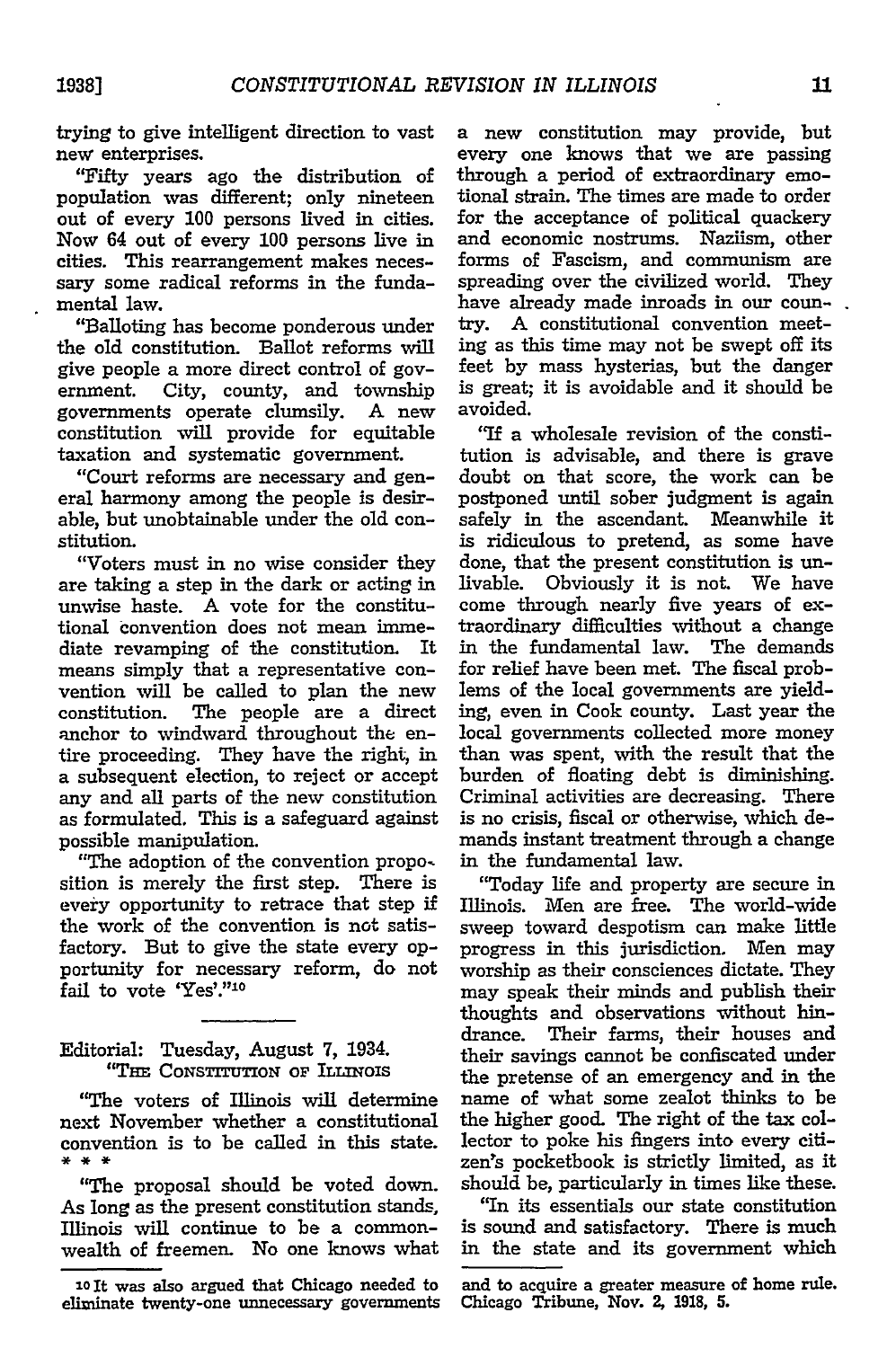trying to give intelligent direction to vast new enterprises.

"Fifty years ago the distribution of population was different; only nineteen out of every 100 persons lived in cities. Now 64 out of every 100 persons live in cities. This rearrangement makes necessary some radical reforms in the fundamental law.

"Balloting has become ponderous under the old constitution. Ballot reforms will give people a more direct control of government. City, county, and township governments operate clumsily. A new constitution will provide for equitable taxation and systematic government.

"Court reforms are necessary and general harmony among the people is desirable, but unobtainable under the old constitution.

"Voters must in no wise consider they are taking a step in the dark or acting in unwise haste. A vote for the constitutional convention does not mean immediate revamping of the constitution. It means simply that a representative convention will be called to plan the new constitution. The people are a direct anchor to windward throughout the entire proceeding. They have the right, in a subsequent election, to reject or accept any and all parts of the new constitution as formulated. This is a safeguard against possible manipulation.

"The adoption of the convention proposition is merely the first step. There is every opportunity to retrace that step if the work of the convention is not satisfactory. But to give the state every opportunity for necessary reform, do not fail to vote 'Yes'."[10]

---

Editorial: Tuesday, August 7, 1934.
"THE CONSTITUTION OF ILLINOIS

"The voters of Illinois will determine next November whether a constitutional convention is to be called in this state. * * *

"The proposal should be voted down. As long as the present constitution stands, Illinois will continue to be a commonwealth of freemen. No one knows what a new constitution may provide, but every one knows that we are passing through a period of extraordinary emotional strain. The times are made to order for the acceptance of political quackery and economic nostrums. Naziism, other forms of Fascism, and communism are spreading over the civilized world. They have already made inroads in our country. A constitutional convention meeting as this time may not be swept off its feet by mass hysterias, but the danger is great; it is avoidable and it should be avoided.

"If a wholesale revision of the constitution is advisable, and there is grave doubt on that score, the work can be postponed until sober judgment is again safely in the ascendant. Meanwhile it is ridiculous to pretend, as some have done, that the present constitution is unlivable. Obviously it is not. We have come through nearly five years of extraordinary difficulties without a change in the fundamental law. The demands for relief have been met. The fiscal problems of the local governments are yielding, even in Cook county. Last year the local governments collected more money than was spent, with the result that the burden of floating debt is diminishing. Criminal activities are decreasing. There is no crisis, fiscal or otherwise, which demands instant treatment through a change in the fundamental law.

"Today life and property are secure in Illinois. Men are free. The world-wide sweep toward despotism can make little progress in this jurisdiction. Men may worship as their consciences dictate. They may speak their minds and publish their thoughts and observations without hindrance. Their farms, their houses and their savings cannot be confiscated under the pretense of an emergency and in the name of what some zealot thinks to be the higher good. The right of the tax collector to poke his fingers into every citizen's pocketbook is strictly limited, as it should be, particularly in times like these.

"In its essentials our state constitution is sound and satisfactory. There is much in the state and its government which

---

[10] It was also argued that Chicago needed to eliminate twenty-one unnecessary governments and to acquire a greater measure of home rule. Chicago Tribune, Nov. 2, 1918, 5.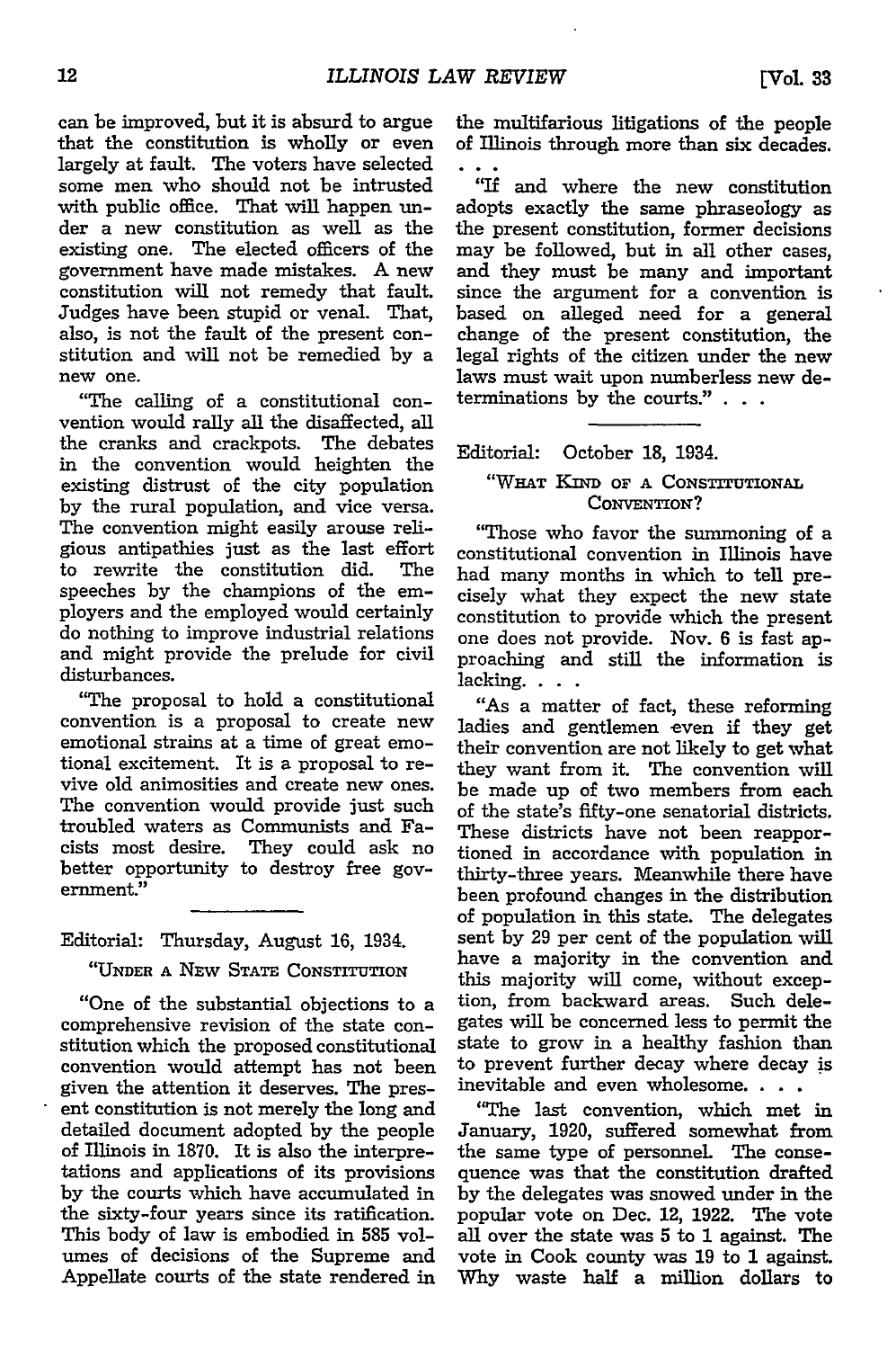can be improved, but it is absurd to argue that the constitution is wholly or even largely at fault. The voters have selected some men who should not be intrusted with public office. That will happen under a new constitution as well as the existing one. The elected officers of the government have made mistakes. A new constitution will not remedy that fault. Judges have been stupid or venal. That, also, is not the fault of the present constitution and will not be remedied by a new one.

"The calling of a constitutional convention would rally all the disaffected, all the cranks and crackpots. The debates in the convention would heighten the existing distrust of the city population by the rural population, and vice versa. The convention might easily arouse religious antipathies just as the last effort to rewrite the constitution did. The speeches by the champions of the employers and the employed would certainly do nothing to improve industrial relations and might provide the prelude for civil disturbances.

"The proposal to hold a constitutional convention is a proposal to create new emotional strains at a time of great emotional excitement. It is a proposal to revive old animosities and create new ones. The convention would provide just such troubled waters as Communists and Facists most desire. They could ask no better opportunity to destroy free government."

---

Editorial: Thursday, August 16, 1934.

"UNDER A NEW STATE CONSTITUTION

"One of the substantial objections to a comprehensive revision of the state constitution which the proposed constitutional convention would attempt has not been given the attention it deserves. The present constitution is not merely the long and detailed document adopted by the people of Illinois in 1870. It is also the interpretations and applications of its provisions by the courts which have accumulated in the sixty-four years since its ratification. This body of law is embodied in 585 volumes of decisions of the Supreme and Appellate courts of the state rendered in the multifarious litigations of the people of Illinois through more than six decades. . . .

"If and where the new constitution adopts exactly the same phraseology as the present constitution, former decisions may be followed, but in all other cases, and they must be many and important since the argument for a convention is based on alleged need for a general change of the present constitution, the legal rights of the citizen under the new laws must wait upon numberless new determinations by the courts." . . .

---

Editorial: October 18, 1934.

"WHAT KIND OF A CONSTITUTIONAL CONVENTION?

"Those who favor the summoning of a constitutional convention in Illinois have had many months in which to tell precisely what they expect the new state constitution to provide which the present one does not provide. Nov. 6 is fast approaching and still the information is lacking. . . .

"As a matter of fact, these reforming ladies and gentlemen even if they get their convention are not likely to get what they want from it. The convention will be made up of two members from each of the state's fifty-one senatorial districts. These districts have not been reapportioned in accordance with population in thirty-three years. Meanwhile there have been profound changes in the distribution of population in this state. The delegates sent by 29 per cent of the population will have a majority in the convention and this majority will come, without exception, from backward areas. Such delegates will be concerned less to permit the state to grow in a healthy fashion than to prevent further decay where decay is inevitable and even wholesome. . . .

"The last convention, which met in January, 1920, suffered somewhat from the same type of personnel. The consequence was that the constitution drafted by the delegates was snowed under in the popular vote on Dec. 12, 1922. The vote all over the state was 5 to 1 against. The vote in Cook county was 19 to 1 against. Why waste half a million dollars to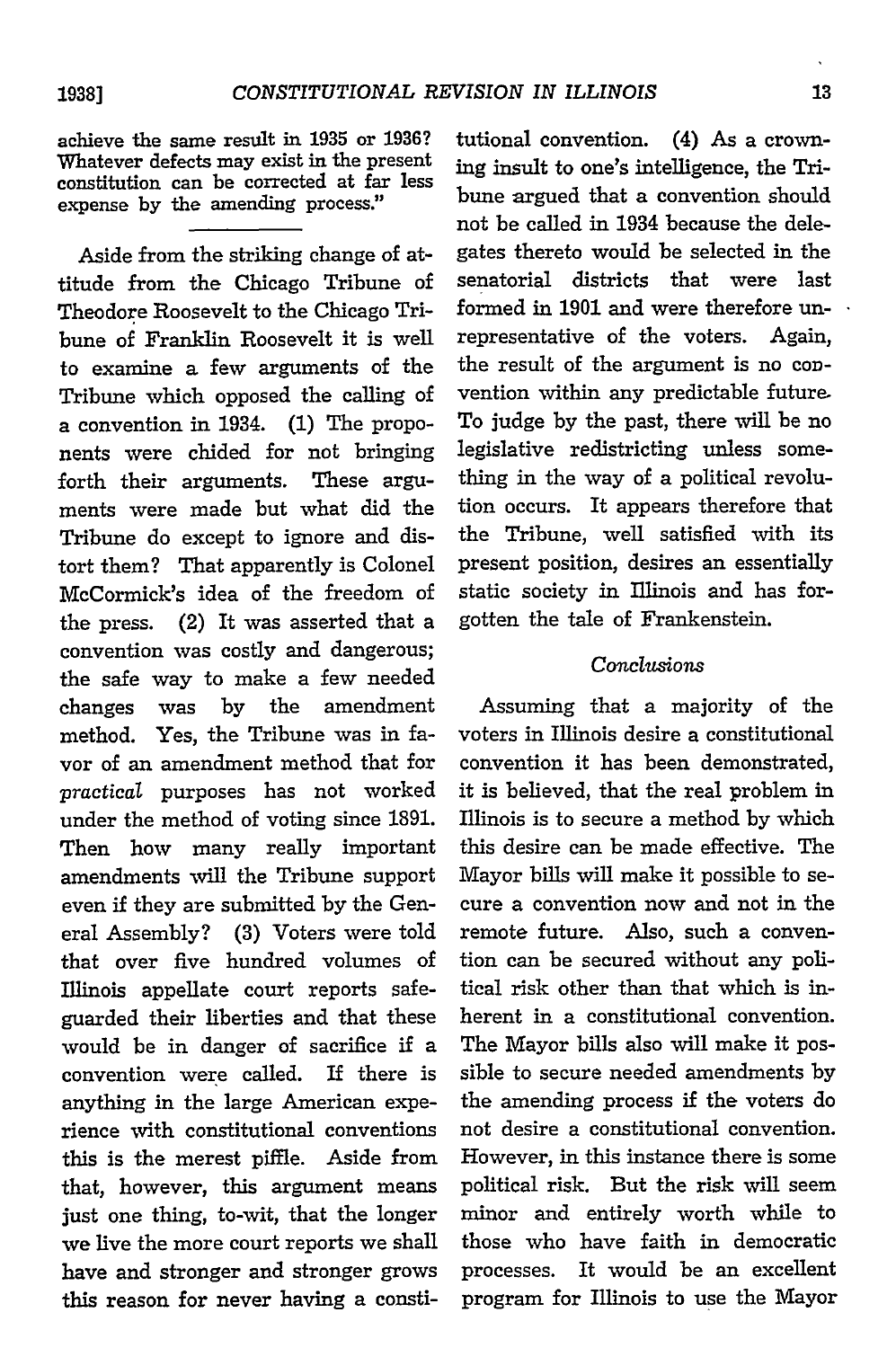achieve the same result in 1935 or 1936? Whatever defects may exist in the present constitution can be corrected at far less expense by the amending process."

---

Aside from the striking change of attitude from the Chicago Tribune of Theodore Roosevelt to the Chicago Tribune of Franklin Roosevelt it is well to examine a few arguments of the Tribune which opposed the calling of a convention in 1934. (1) The proponents were chided for not bringing forth their arguments. These arguments were made but what did the Tribune do except to ignore and distort them? That apparently is Colonel McCormick's idea of the freedom of the press. (2) It was asserted that a convention was costly and dangerous; the safe way to make a few needed changes was by the amendment method. Yes, the Tribune was in favor of an amendment method that for *practical* purposes has not worked under the method of voting since 1891. Then how many really important amendments will the Tribune support even if they are submitted by the General Assembly? (3) Voters were told that over five hundred volumes of Illinois appellate court reports safeguarded their liberties and that these would be in danger of sacrifice if a convention were called. If there is anything in the large American experience with constitutional conventions this is the merest piffle. Aside from that, however, this argument means just one thing, to-wit, that the longer we live the more court reports we shall have and stronger and stronger grows this reason for never having a constitutional convention. (4) As a crowning insult to one's intelligence, the Tribune argued that a convention should not be called in 1934 because the delegates thereto would be selected in the senatorial districts that were last formed in 1901 and were therefore unrepresentative of the voters. Again, the result of the argument is no convention within any predictable future. To judge by the past, there will be no legislative redistricting unless something in the way of a political revolution occurs. It appears therefore that the Tribune, well satisfied with its present position, desires an essentially static society in Illinois and has forgotten the tale of Frankenstein.

### *Conclusions*

Assuming that a majority of the voters in Illinois desire a constitutional convention it has been demonstrated, it is believed, that the real problem in Illinois is to secure a method by which this desire can be made effective. The Mayor bills will make it possible to secure a convention now and not in the remote future. Also, such a convention can be secured without any political risk other than that which is inherent in a constitutional convention. The Mayor bills also will make it possible to secure needed amendments by the amending process if the voters do not desire a constitutional convention. However, in this instance there is some political risk. But the risk will seem minor and entirely worth while to those who have faith in democratic processes. It would be an excellent program for Illinois to use the Mayor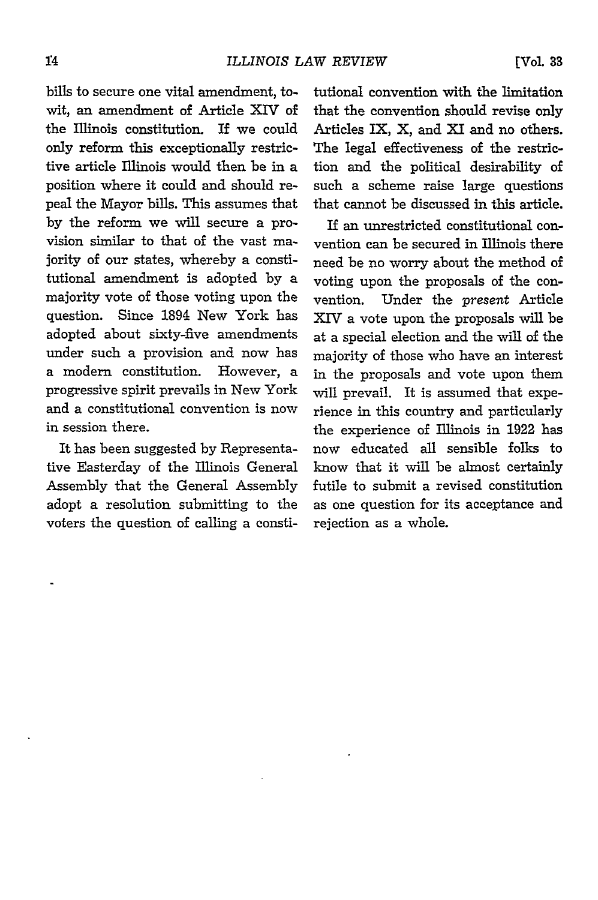bills to secure one vital amendment, to-wit, an amendment of Article XIV of the Illinois constitution. If we could only reform this exceptionally restrictive article Illinois would then be in a position where it could and should repeal the Mayor bills. This assumes that by the reform we will secure a provision similar to that of the vast majority of our states, whereby a constitutional amendment is adopted by a majority vote of those voting upon the question. Since 1894 New York has adopted about sixty-five amendments under such a provision and now has a modern constitution. However, a progressive spirit prevails in New York and a constitutional convention is now in session there.

It has been suggested by Representative Easterday of the Illinois General Assembly that the General Assembly adopt a resolution submitting to the voters the question of calling a constitutional convention with the limitation that the convention should revise only Articles IX, X, and XI and no others. The legal effectiveness of the restriction and the political desirability of such a scheme raise large questions that cannot be discussed in this article.

If an unrestricted constitutional convention can be secured in Illinois there need be no worry about the method of voting upon the proposals of the convention. Under the *present* Article XIV a vote upon the proposals will be at a special election and the will of the majority of those who have an interest in the proposals and vote upon them will prevail. It is assumed that experience in this country and particularly the experience of Illinois in 1922 has now educated all sensible folks to know that it will be almost certainly futile to submit a revised constitution as one question for its acceptance and rejection as a whole.